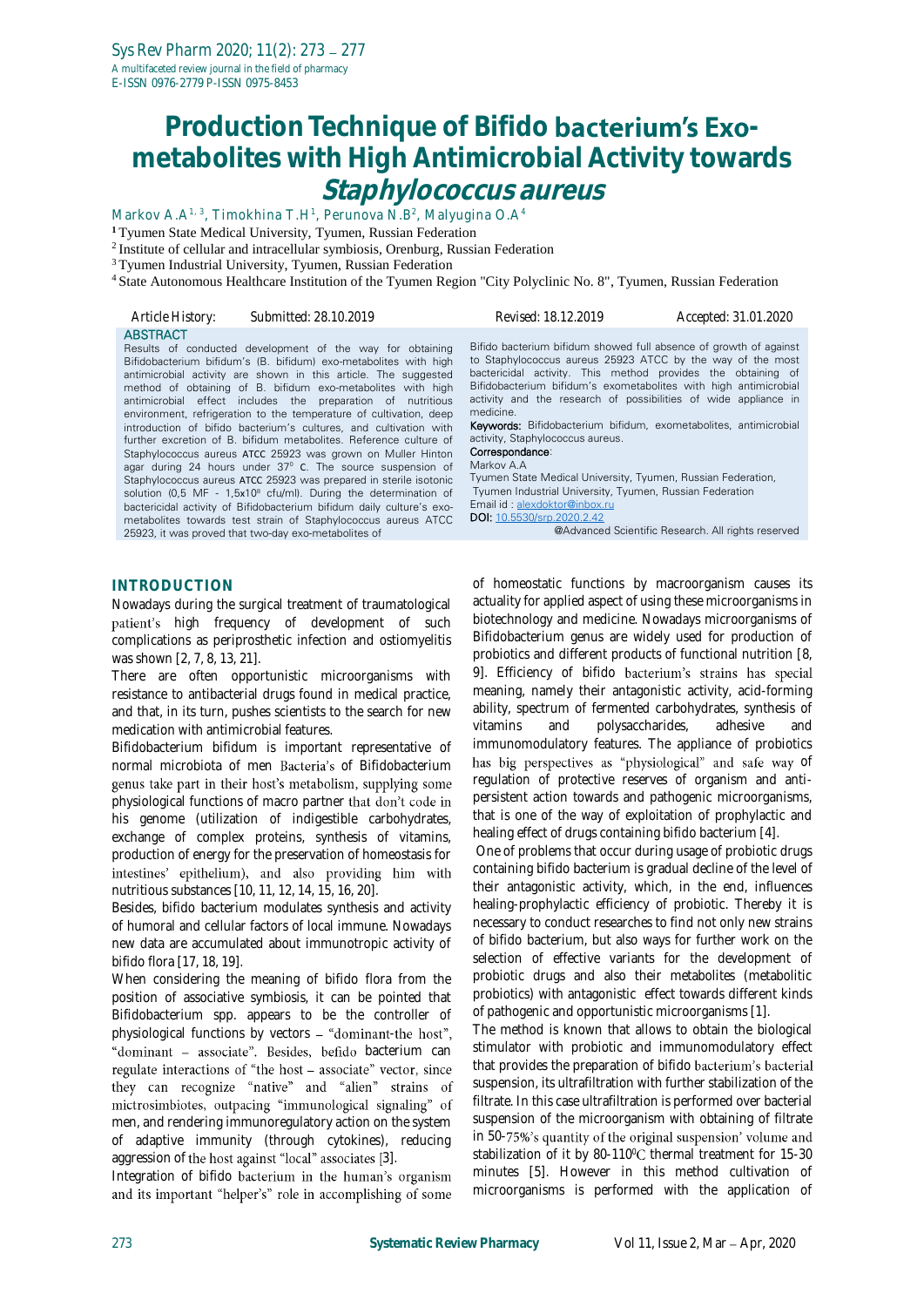# Production Technique of Bifido bacterium's Exo-metabolites with High Antimicrobial Activity towards *Staphylococcus aureus*

Markov A.A[1, 3], Timokhina T.H[1], Perunova N.B[2], Malyugina O.A[4]

[1] Tyumen State Medical University, Tyumen, Russian Federation

[2] Institute of cellular and intracellular symbiosis, Orenburg, Russian Federation

[3] Tyumen Industrial University, Tyumen, Russian Federation

[4] State Autonomous Healthcare Institution of the Tyumen Region "City Polyclinic No. 8", Tyumen, Russian Federation

Article History: Submitted: 28.10.2019 Revised: 18.12.2019 Accepted: 31.01.2020

## ABSTRACT

Results of conducted development of the way for obtaining Bifidobacterium bifidum's (B. bifidum) exo-metabolites with high antimicrobial activity are shown in this article. The suggested method of obtaining of B. bifidum exo-metabolites with high antimicrobial effect includes the preparation of nutritious environment, refrigeration to the temperature of cultivation, deep introduction of bifido bacterium's cultures, and cultivation with further excretion of B. bifidum metabolites. Reference culture of Staphylococcus aureus ATCC 25923 was grown on Muller Hinton agar during 24 hours under 37° C. The source suspension of Staphylococcus aureus ATCC 25923 was prepared in sterile isotonic solution (0,5 MF - $1{,}5 \times 10^8$ cfu/ml). During the determination of bactericidal activity of Bifidobacterium bifidum daily culture's exo-metabolites towards test strain of Staphylococcus aureus ATCC 25923, it was proved that two-day exo-metabolites of Bifido bacterium bifidum showed full absence of growth of against to Staphylococcus aureus 25923 ATCC by the way of the most bactericidal activity. This method provides the obtaining of Bifidobacterium bifidum's exometabolites with high antimicrobial activity and the research of possibilities of wide appliance in medicine.

**Keywords:** Bifidobacterium bifidum, exometabolites, antimicrobial activity, Staphylococcus aureus.

**Correspondance**:
Markov A.A
Tyumen State Medical University, Tyumen, Russian Federation,
Tyumen Industrial University, Tyumen, Russian Federation
Email id : alexdoktor@inbox.ru
**DOI:** 10.5530/srp.2020.2.42
@Advanced Scientific Research. All rights reserved

## INTRODUCTION

Nowadays during the surgical treatment of traumatological patient's high frequency of development of such complications as periprosthetic infection and ostiomyelitis was shown [2, 7, 8, 13, 21].

There are often opportunistic microorganisms with resistance to antibacterial drugs found in medical practice, and that, in its turn, pushes scientists to the search for new medication with antimicrobial features.

Bifidobacterium bifidum is important representative of normal microbiota of men Bacteria's of Bifidobacterium genus take part in their host's metabolism, supplying some physiological functions of macro partner that don't code in his genome (utilization of indigestible carbohydrates, exchange of complex proteins, synthesis of vitamins, production of energy for the preservation of homeostasis for intestines' epithelium), and also providing him with nutritious substances [10, 11, 12, 14, 15, 16, 20].

Besides, bifido bacterium modulates synthesis and activity of humoral and cellular factors of local immune. Nowadays new data are accumulated about immunotropic activity of bifido flora [17, 18, 19].

When considering the meaning of bifido flora from the position of associative symbiosis, it can be pointed that Bifidobacterium spp. appears to be the controller of physiological functions by vectors – "dominant-the host", "dominant – associate". Besides, befido bacterium can regulate interactions of "the host – associate" vector, since they can recognize "native" and "alien" strains of mictrosimbiotes, outpacing "immunological signaling" of men, and rendering immunoregulatory action on the system of adaptive immunity (through cytokines), reducing aggression of the host against "local" associates [3].

Integration of bifido bacterium in the human's organism and its important "helper's" role in accomplishing of some of homeostatic functions by macroorganism causes its actuality for applied aspect of using these microorganisms in biotechnology and medicine. Nowadays microorganisms of Bifidobacterium genus are widely used for production of probiotics and different products of functional nutrition [8, 9]. Efficiency of bifido bacterium's strains has special meaning, namely their antagonistic activity, acid-forming ability, spectrum of fermented carbohydrates, synthesis of vitamins and polysaccharides, adhesive and immunomodulatory features. The appliance of probiotics has big perspectives as "physiological" and safe way of regulation of protective reserves of organism and anti-persistent action towards and pathogenic microorganisms, that is one of the way of exploitation of prophylactic and healing effect of drugs containing bifido bacterium [4].

One of problems that occur during usage of probiotic drugs containing bifido bacterium is gradual decline of the level of their antagonistic activity, which, in the end, influences healing-prophylactic efficiency of probiotic. Thereby it is necessary to conduct researches to find not only new strains of bifido bacterium, but also ways for further work on the selection of effective variants for the development of probiotic drugs and also their metabolites (metabolitic probiotics) with antagonistic effect towards different kinds of pathogenic and opportunistic microorganisms [1].

The method is known that allows to obtain the biological stimulator with probiotic and immunomodulatory effect that provides the preparation of bifido bacterium's bacterial suspension, its ultrafiltration with further stabilization of the filtrate. In this case ultrafiltration is performed over bacterial suspension of the microorganism with obtaining of filtrate in 50-75%'s quantity of the original suspension' volume and stabilization of it by 80-110°C thermal treatment for 15-30 minutes [5]. However in this method cultivation of microorganisms is performed with the application of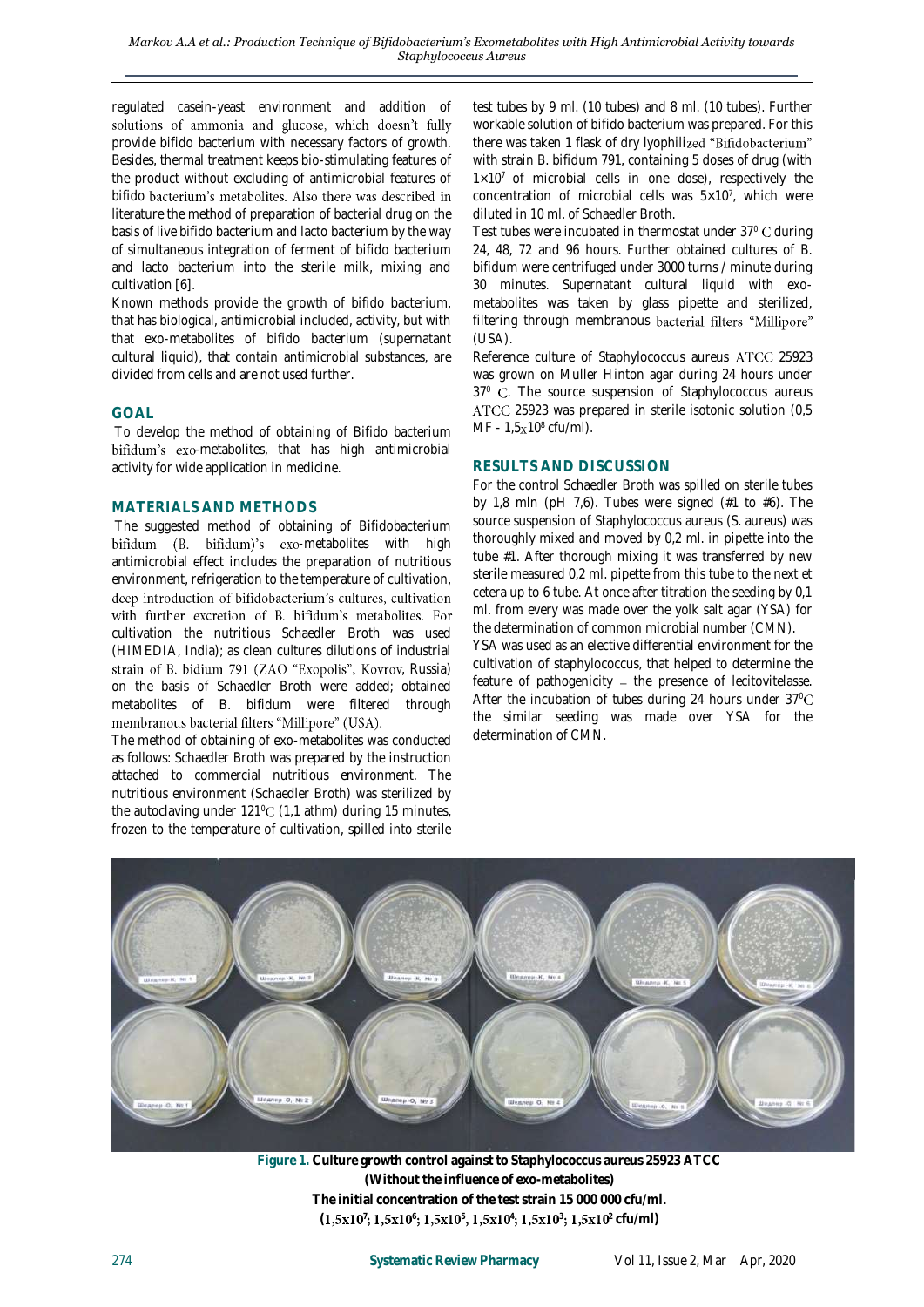regulated casein-yeast environment and addition of solutions of ammonia and glucose, which doesn't fully provide bifido bacterium with necessary factors of growth. Besides, thermal treatment keeps bio-stimulating features of the product without excluding of antimicrobial features of bifido bacterium's metabolites. Also there was described in literature the method of preparation of bacterial drug on the basis of live bifido bacterium and lacto bacterium by the way of simultaneous integration of ferment of bifido bacterium and lacto bacterium into the sterile milk, mixing and cultivation [6].

Known methods provide the growth of bifido bacterium, that has biological, antimicrobial included, activity, but with that exo-metabolites of bifido bacterium (supernatant cultural liquid), that contain antimicrobial substances, are divided from cells and are not used further.

## GOAL

To develop the method of obtaining of Bifido bacterium bifidum's exo-metabolites, that has high antimicrobial activity for wide application in medicine.

## MATERIALS AND METHODS

The suggested method of obtaining of Bifidobacterium bifidum (B. bifidum)'s exo-metabolites with high antimicrobial effect includes the preparation of nutritious environment, refrigeration to the temperature of cultivation, deep introduction of bifidobacterium's cultures, cultivation with further excretion of B. bifidum's metabolites. For cultivation the nutritious Schaedler Broth was used (HIMEDIA, India); as clean cultures dilutions of industrial strain of B. bidium 791 (ZAO "Exopolis", Kovrov, Russia) on the basis of Schaedler Broth were added; obtained metabolites of B. bifidum were filtered through membranous bacterial filters "Millipore" (USA).

The method of obtaining of exo-metabolites was conducted as follows: Schaedler Broth was prepared by the instruction attached to commercial nutritious environment. The nutritious environment (Schaedler Broth) was sterilized by the autoclaving under 121$^0$C (1,1 athm) during 15 minutes, frozen to the temperature of cultivation, spilled into sterile test tubes by 9 ml. (10 tubes) and 8 ml. (10 tubes). Further workable solution of bifido bacterium was prepared. For this there was taken 1 flask of dry lyophilized "Bifidobacterium" with strain B. bifidum 791, containing 5 doses of drug (with $1\times10^7$ of microbial cells in one dose), respectively the concentration of microbial cells was $5\times10^7$, which were diluted in 10 ml. of Schaedler Broth.

Test tubes were incubated in thermostat under 37$^0$ C during 24, 48, 72 and 96 hours. Further obtained cultures of B. bifidum were centrifuged under 3000 turns / minute during 30 minutes. Supernatant cultural liquid with exo-metabolites was taken by glass pipette and sterilized, filtering through membranous bacterial filters "Millipore" (USA).

Reference culture of Staphylococcus aureus ATCC 25923 was grown on Muller Hinton agar during 24 hours under 37$^0$ C. The source suspension of Staphylococcus aureus ATCC 25923 was prepared in sterile isotonic solution (0,5 MF - $1,5\text{x}10^8$ cfu/ml).

## RESULTS AND DISCUSSION

For the control Schaedler Broth was spilled on sterile tubes by 1,8 mln (pH 7,6). Tubes were signed (#1 to #6). The source suspension of Staphylococcus aureus (S. aureus) was thoroughly mixed and moved by 0,2 ml. in pipette into the tube #1. After thorough mixing it was transferred by new sterile measured 0,2 ml. pipette from this tube to the next et cetera up to 6 tube. At once after titration the seeding by 0,1 ml. from every was made over the yolk salt agar (YSA) for the determination of common microbial number (CMN).

YSA was used as an elective differential environment for the cultivation of staphylococcus, that helped to determine the feature of pathogenicity – the presence of lecitovitelasse. After the incubation of tubes during 24 hours under 37$^0$C the similar seeding was made over YSA for the determination of CMN.

**Figure 1. Culture growth control against to Staphylococcus aureus 25923 ATCC (Without the influence of exo-metabolites) The initial concentration of the test strain 15 000 000 cfu/ml. ($1,5\text{x}10^7$; $1,5\text{x}10^6$; $1,5\text{x}10^5$, $1,5\text{x}10^4$; $1,5\text{x}10^3$; $1,5\text{x}10^2$ cfu/ml)**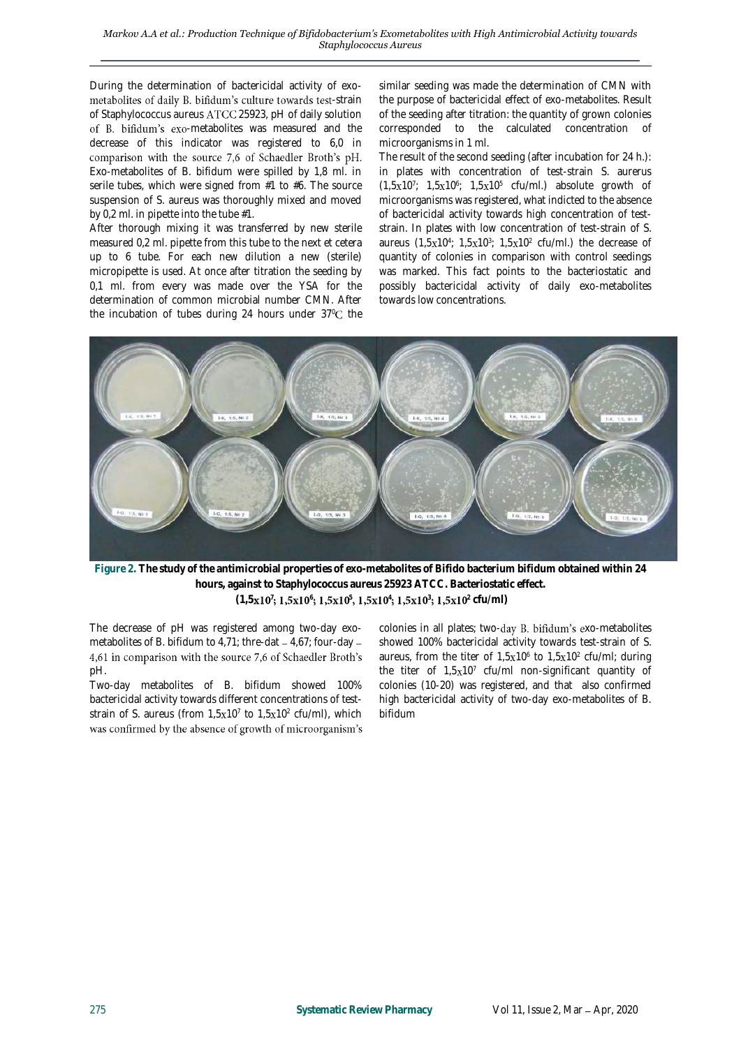During the determination of bactericidal activity of exo-metabolites of daily B. bifidum's culture towards test-strain of Staphylococcus aureus ATCC 25923, pH of daily solution of B. bifidum's exo-metabolites was measured and the decrease of this indicator was registered to 6,0 in comparison with the source 7,6 of Schaedler Broth's pH. Exo-metabolites of B. bifidum were spilled by 1,8 ml. in serile tubes, which were signed from #1 to #6. The source suspension of S. aureus was thoroughly mixed and moved by 0,2 ml. in pipette into the tube #1.

After thorough mixing it was transferred by new sterile measured 0,2 ml. pipette from this tube to the next et cetera up to 6 tube. For each new dilution a new (sterile) micropipette is used. At once after titration the seeding by 0,1 ml. from every was made over the YSA for the determination of common microbial number CMN. After the incubation of tubes during 24 hours under 37$^0$C the similar seeding was made the determination of CMN with the purpose of bactericidal effect of exo-metabolites. Result of the seeding after titration: the quantity of grown colonies corresponded to the calculated concentration of microorganisms in 1 ml.

The result of the second seeding (after incubation for 24 h.): in plates with concentration of test-strain S. aurerus ($1,5x10^7$; $1,5x10^6$; $1,5x10^5$ cfu/ml.) absolute growth of microorganisms was registered, what indicted to the absence of bactericidal activity towards high concentration of test-strain. In plates with low concentration of test-strain of S. aureus ($1,5x10^4$; $1,5x10^3$; $1,5x10^2$ cfu/ml.) the decrease of quantity of colonies in comparison with control seedings was marked. This fact points to the bacteriostatic and possibly bactericidal activity of daily exo-metabolites towards low concentrations.

**Figure 2. The study of the antimicrobial properties of exo-metabolites of Bifido bacterium bifidum obtained within 24 hours, against to Staphylococcus aureus 25923 ATCC. Bacteriostatic effect. ($1,5x10^7$; $1,5x10^6$; $1,5x10^5$, $1,5x10^4$; $1,5x10^3$; $1,5x10^2$ cfu/ml)**

The decrease of pH was registered among two-day exo-metabolites of B. bifidum to 4,71; thre-dat – 4,67; four-day – 4,61 in comparison with the source 7,6 of Schaedler Broth's pH.

Two-day metabolites of B. bifidum showed 100% bactericidal activity towards different concentrations of test-strain of S. aureus (from $1,5x10^7$ to $1,5x10^2$ cfu/ml), which was confirmed by the absence of growth of microorganism's colonies in all plates; two-day B. bifidum's exo-metabolites showed 100% bactericidal activity towards test-strain of S. aureus, from the titer of $1,5x10^6$ to $1,5x10^2$ cfu/ml; during the titer of $1,5x10^7$ cfu/ml non-significant quantity of colonies (10-20) was registered, and that also confirmed high bactericidal activity of two-day exo-metabolites of B. bifidum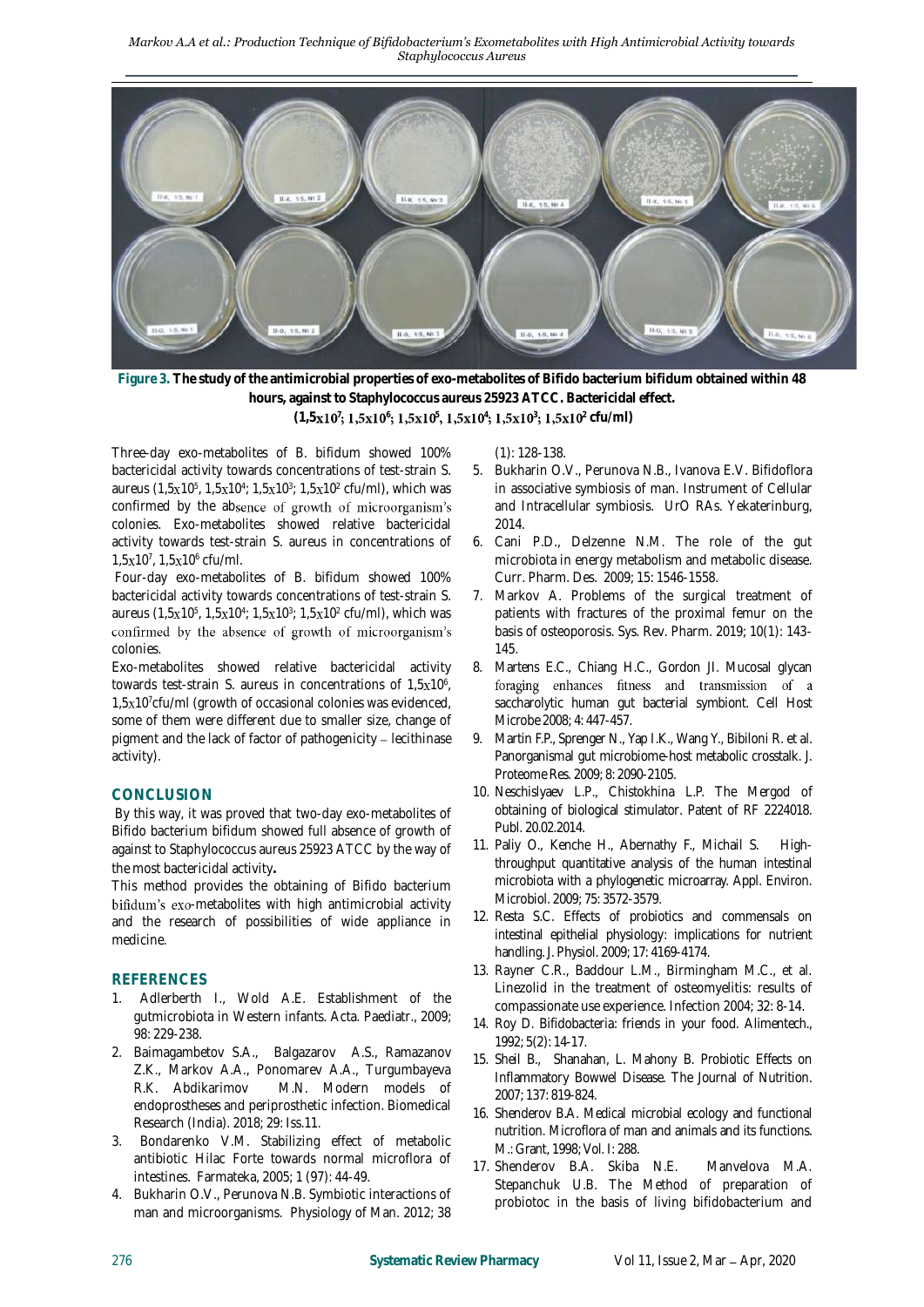**Figure 3. The study of the antimicrobial properties of exo-metabolites of Bifido bacterium bifidum obtained within 48 hours, against to Staphylococcus aureus 25923 ATCC. Bactericidal effect.**
**($1,5x10^7$; $1,5x10^6$; $1,5x10^5$, $1,5x10^4$; $1,5x10^3$; $1,5x10^2$ cfu/ml)**

Three-day exo-metabolites of B. bifidum showed 100% bactericidal activity towards concentrations of test-strain S. aureus ($1,5x10^5$, $1,5x10^4$; $1,5x10^3$; $1,5x10^2$ cfu/ml), which was confirmed by the absence of growth of microorganism's colonies. Exo-metabolites showed relative bactericidal activity towards test-strain S. aureus in concentrations of $1,5x10^7$, $1,5x10^6$ cfu/ml.

Four-day exo-metabolites of B. bifidum showed 100% bactericidal activity towards concentrations of test-strain S. aureus ($1,5x10^5$, $1,5x10^4$; $1,5x10^3$; $1,5x10^2$ cfu/ml), which was confirmed by the absence of growth of microorganism's colonies.

Exo-metabolites showed relative bactericidal activity towards test-strain S. aureus in concentrations of $1,5x10^6$, $1,5x10^7$cfu/ml (growth of occasional colonies was evidenced, some of them were different due to smaller size, change of pigment and the lack of factor of pathogenicity – lecithinase activity).

## CONCLUSION

By this way, it was proved that two-day exo-metabolites of Bifido bacterium bifidum showed full absence of growth of against to Staphylococcus aureus 25923 ATCC by the way of the most bactericidal activity**.**

This method provides the obtaining of Bifido bacterium bifidum's exo-metabolites with high antimicrobial activity and the research of possibilities of wide appliance in medicine.

## REFERENCES

1. Adlerberth I., Wold A.E. Establishment of the gutmicrobiota in Western infants. Acta. Paediatr., 2009; 98: 229-238.
2. Baimagambetov S.A., Balgazarov A.S., Ramazanov Z.K., Markov A.A., Ponomarev A.A., Turgumbayeva R.K. Abdikarimov M.N. Modern models of endoprostheses and periprosthetic infection. Biomedical Research (India). 2018; 29: Iss.11.
3. Bondarenko V.M. Stabilizing effect of metabolic antibiotic Hilac Forte towards normal microflora of intestines. Farmateka, 2005; 1 (97): 44-49.
4. Bukharin O.V., Perunova N.B. Symbiotic interactions of man and microorganisms. Physiology of Man. 2012; 38 (1): 128-138.
5. Bukharin O.V., Perunova N.B., Ivanova E.V. Bifidoflora in associative symbiosis of man. Instrument of Cellular and Intracellular symbiosis. UrO RAs. Yekaterinburg, 2014.
6. Cani P.D., Delzenne N.M. The role of the gut microbiota in energy metabolism and metabolic disease. Curr. Pharm. Des. 2009; 15: 1546-1558.
7. Markov A. Problems of the surgical treatment of patients with fractures of the proximal femur on the basis of osteoporosis. Sys. Rev. Pharm. 2019; 10(1): 143-145.
8. Martens E.C., Chiang H.C., Gordon JI. Mucosal glycan foraging enhances fitness and transmission of a saccharolytic human gut bacterial symbiont. Cell Host Microbe 2008; 4: 447-457.
9. Martin F.P., Sprenger N., Yap I.K., Wang Y., Bibiloni R. et al. Panorganismal gut microbiome-host metabolic crosstalk. J. Proteome Res. 2009; 8: 2090-2105.
10. Neschislyaev L.P., Chistokhina L.P. The Mergod of obtaining of biological stimulator. Patent of RF 2224018. Publ. 20.02.2014.
11. Paliy O., Kenche H., Abernathy F., Michail S. High-throughput quantitative analysis of the human intestinal microbiota with a phylogenetic microarray. Appl. Environ. Microbiol. 2009; 75: 3572-3579.
12. Resta S.C. Effects of probiotics and commensals on intestinal epithelial physiology: implications for nutrient handling. J. Physiol. 2009; 17: 4169-4174.
13. Rayner C.R., Baddour L.M., Birmingham M.C., et al. Linezolid in the treatment of osteomyelitis: results of compassionate use experience. Infection 2004; 32: 8-14.
14. Roy D. Bifidobacteria: friends in your food. Alimentech., 1992; 5(2): 14-17.
15. Sheil B., Shanahan, L. Mahony B. Probiotic Effects on Inflammatory Bowwel Disease. The Journal of Nutrition. 2007; 137: 819-824.
16. Shenderov B.A. Medical microbial ecology and functional nutrition. Microflora of man and animals and its functions. M.: Grant, 1998; Vol. I: 288.
17. Shenderov B.A. Skiba N.E. Manvelova M.A. Stepanchuk U.B. The Method of preparation of probiotoc in the basis of living bifidobacterium and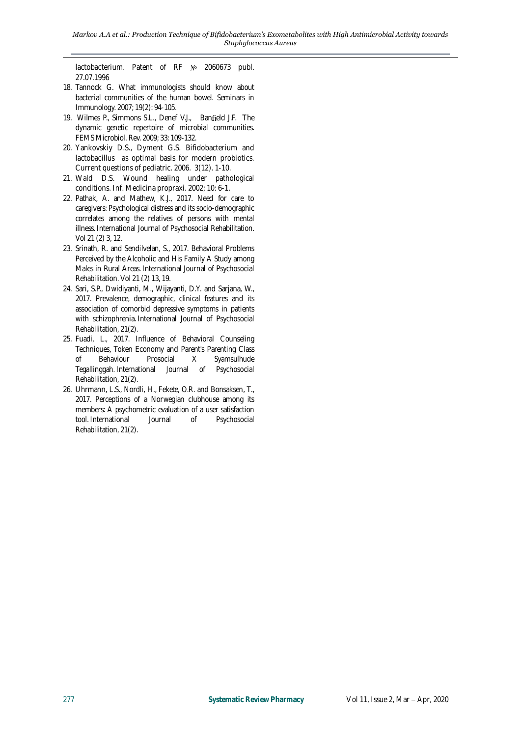lactobacterium. Patent of RF № 2060673 publ. 27.07.1996

18. Tannock G. What immunologists should know about bacterial communities of the human bowel. Seminars in Immunology. 2007; 19(2): 94-105.
19. Wilmes P., Simmons S.L., Denef V.J., Banfield J.F. The dynamic genetic repertoire of microbial communities. FEMS Microbiol. Rev. 2009; 33: 109-132.
20. Yankovskiy D.S., Dyment G.S. Bifidobacterium and lactobacillus as optimal basis for modern probiotics. Current questions of pediatric. 2006. 3(12). 1-10.
21. Wald D.S. Wound healing under pathological conditions. Inf. Medicina propraxi. 2002; 10: 6-1.
22. Pathak, A. and Mathew, K.J., 2017. Need for care to caregivers: Psychological distress and its socio-demographic correlates among the relatives of persons with mental illness. International Journal of Psychosocial Rehabilitation. Vol 21 (2) 3, 12.
23. Srinath, R. and Sendilvelan, S., 2017. Behavioral Problems Perceived by the Alcoholic and His Family A Study among Males in Rural Areas. International Journal of Psychosocial Rehabilitation. Vol 21 (2) 13, 19.
24. Sari, S.P., Dwidiyanti, M., Wijayanti, D.Y. and Sarjana, W., 2017. Prevalence, demographic, clinical features and its association of comorbid depressive symptoms in patients with schizophrenia. International Journal of Psychosocial Rehabilitation, 21(2).
25. Fuadi, L., 2017. Influence of Behavioral Counseling Techniques, Token Economy and Parent's Parenting Class of Behaviour Prosocial X Syamsulhude Tegallinggah. International Journal of Psychosocial Rehabilitation, 21(2).
26. Uhrmann, L.S., Nordli, H., Fekete, O.R. and Bonsaksen, T., 2017. Perceptions of a Norwegian clubhouse among its members: A psychometric evaluation of a user satisfaction tool. International Journal of Psychosocial Rehabilitation, 21(2).